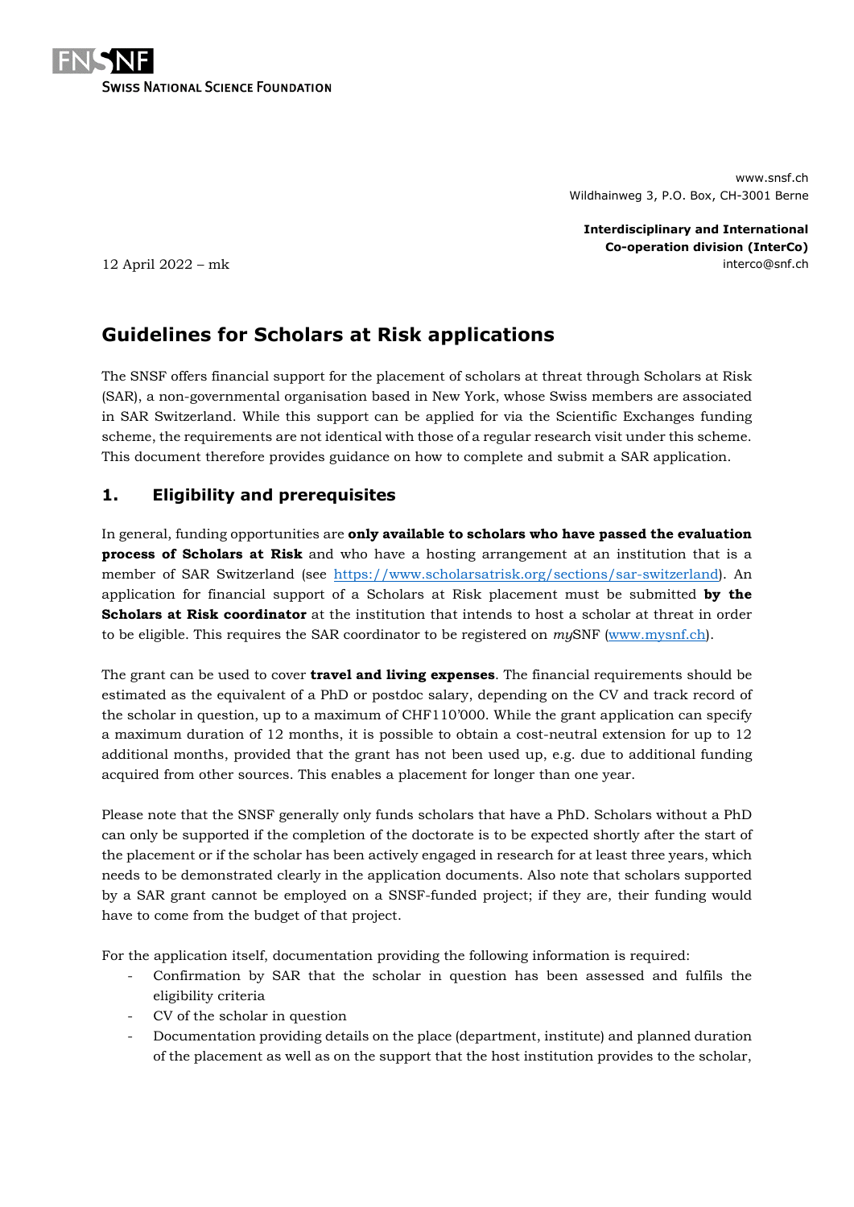FNSNF
Swiss National Science Foundation

www.snsf.ch
Wildhainweg 3, P.O. Box, CH-3001 Berne

**Interdisciplinary and International Co-operation division (InterCo)**
interco@snf.ch

12 April 2022 – mk

# Guidelines for Scholars at Risk applications

The SNSF offers financial support for the placement of scholars at threat through Scholars at Risk (SAR), a non-governmental organisation based in New York, whose Swiss members are associated in SAR Switzerland. While this support can be applied for via the Scientific Exchanges funding scheme, the requirements are not identical with those of a regular research visit under this scheme. This document therefore provides guidance on how to complete and submit a SAR application.

## 1. Eligibility and prerequisites

In general, funding opportunities are **only available to scholars who have passed the evaluation process of Scholars at Risk** and who have a hosting arrangement at an institution that is a member of SAR Switzerland (see https://www.scholarsatrisk.org/sections/sar-switzerland). An application for financial support of a Scholars at Risk placement must be submitted **by the Scholars at Risk coordinator** at the institution that intends to host a scholar at threat in order to be eligible. This requires the SAR coordinator to be registered on *my*SNSF (www.mysnf.ch).

The grant can be used to cover **travel and living expenses**. The financial requirements should be estimated as the equivalent of a PhD or postdoc salary, depending on the CV and track record of the scholar in question, up to a maximum of CHF110'000. While the grant application can specify a maximum duration of 12 months, it is possible to obtain a cost-neutral extension for up to 12 additional months, provided that the grant has not been used up, e.g. due to additional funding acquired from other sources. This enables a placement for longer than one year.

Please note that the SNSF generally only funds scholars that have a PhD. Scholars without a PhD can only be supported if the completion of the doctorate is to be expected shortly after the start of the placement or if the scholar has been actively engaged in research for at least three years, which needs to be demonstrated clearly in the application documents. Also note that scholars supported by a SAR grant cannot be employed on a SNSF-funded project; if they are, their funding would have to come from the budget of that project.

For the application itself, documentation providing the following information is required:

- Confirmation by SAR that the scholar in question has been assessed and fulfils the eligibility criteria
- CV of the scholar in question
- Documentation providing details on the place (department, institute) and planned duration of the placement as well as on the support that the host institution provides to the scholar,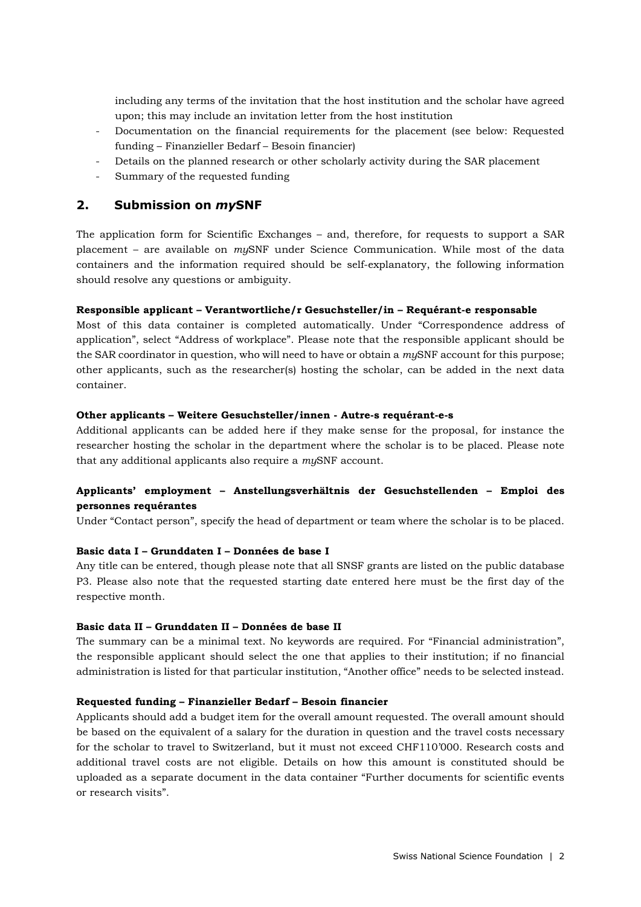including any terms of the invitation that the host institution and the scholar have agreed upon; this may include an invitation letter from the host institution

- Documentation on the financial requirements for the placement (see below: Requested funding – Finanzieller Bedarf – Besoin financier)
- Details on the planned research or other scholarly activity during the SAR placement
- Summary of the requested funding

## 2. Submission on *my*SNF

The application form for Scientific Exchanges – and, therefore, for requests to support a SAR placement – are available on *my*SNF under Science Communication. While most of the data containers and the information required should be self-explanatory, the following information should resolve any questions or ambiguity.

**Responsible applicant – Verantwortliche/r Gesuchsteller/in – Requérant-e responsable**

Most of this data container is completed automatically. Under "Correspondence address of application", select "Address of workplace". Please note that the responsible applicant should be the SAR coordinator in question, who will need to have or obtain a *my*SNF account for this purpose; other applicants, such as the researcher(s) hosting the scholar, can be added in the next data container.

**Other applicants – Weitere Gesuchsteller/innen - Autre-s requérant-e-s**

Additional applicants can be added here if they make sense for the proposal, for instance the researcher hosting the scholar in the department where the scholar is to be placed. Please note that any additional applicants also require a *my*SNF account.

**Applicants' employment – Anstellungsverhältnis der Gesuchstellenden – Emploi des personnes requérantes**

Under "Contact person", specify the head of department or team where the scholar is to be placed.

**Basic data I – Grunddaten I – Données de base I**

Any title can be entered, though please note that all SNSF grants are listed on the public database P3. Please also note that the requested starting date entered here must be the first day of the respective month.

**Basic data II – Grunddaten II – Données de base II**

The summary can be a minimal text. No keywords are required. For "Financial administration", the responsible applicant should select the one that applies to their institution; if no financial administration is listed for that particular institution, "Another office" needs to be selected instead.

**Requested funding – Finanzieller Bedarf – Besoin financier**

Applicants should add a budget item for the overall amount requested. The overall amount should be based on the equivalent of a salary for the duration in question and the travel costs necessary for the scholar to travel to Switzerland, but it must not exceed CHF110'000. Research costs and additional travel costs are not eligible. Details on how this amount is constituted should be uploaded as a separate document in the data container "Further documents for scientific events or research visits".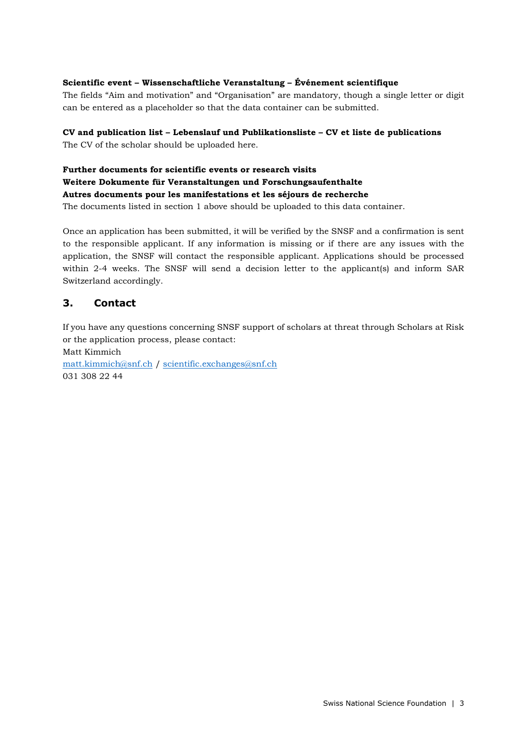**Scientific event – Wissenschaftliche Veranstaltung – Événement scientifique**

The fields “Aim and motivation” and “Organisation” are mandatory, though a single letter or digit can be entered as a placeholder so that the data container can be submitted.

**CV and publication list – Lebenslauf und Publikationsliste – CV et liste de publications**

The CV of the scholar should be uploaded here.

**Further documents for scientific events or research visits**
**Weitere Dokumente für Veranstaltungen und Forschungsaufenthalte**
**Autres documents pour les manifestations et les séjours de recherche**

The documents listed in section 1 above should be uploaded to this data container.

Once an application has been submitted, it will be verified by the SNSF and a confirmation is sent to the responsible applicant. If any information is missing or if there are any issues with the application, the SNSF will contact the responsible applicant. Applications should be processed within 2-4 weeks. The SNSF will send a decision letter to the applicant(s) and inform SAR Switzerland accordingly.

## 3. Contact

If you have any questions concerning SNSF support of scholars at threat through Scholars at Risk or the application process, please contact:
Matt Kimmich
matt.kimmich@snf.ch / scientific.exchanges@snf.ch
031 308 22 44